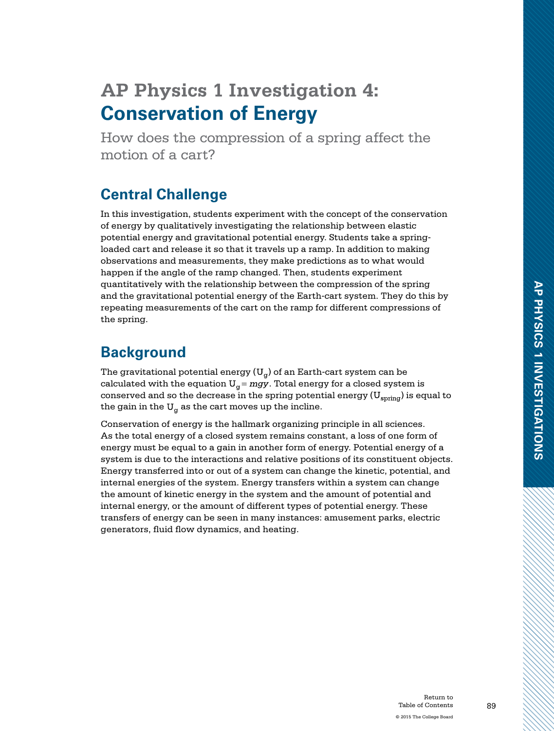# AP Physics 1 Investigation 4: Conservation of Energy

How does the compression of a spring affect the motion of a cart?

## Central Challenge

In this investigation, students experiment with the concept of the conservation of energy by qualitatively investigating the relationship between elastic potential energy and gravitational potential energy. Students take a spring-loaded cart and release it so that it travels up a ramp. In addition to making observations and measurements, they make predictions as to what would happen if the angle of the ramp changed. Then, students experiment quantitatively with the relationship between the compression of the spring and the gravitational potential energy of the Earth-cart system. They do this by repeating measurements of the cart on the ramp for different compressions of the spring.

## Background

The gravitational potential energy ($U_g$) of an Earth-cart system can be calculated with the equation $U_g = mgy$. Total energy for a closed system is conserved and so the decrease in the spring potential energy ($U_{spring}$) is equal to the gain in the $U_g$ as the cart moves up the incline.

Conservation of energy is the hallmark organizing principle in all sciences. As the total energy of a closed system remains constant, a loss of one form of energy must be equal to a gain in another form of energy. Potential energy of a system is due to the interactions and relative positions of its constituent objects. Energy transferred into or out of a system can change the kinetic, potential, and internal energies of the system. Energy transfers within a system can change the amount of kinetic energy in the system and the amount of potential and internal energy, or the amount of different types of potential energy. These transfers of energy can be seen in many instances: amusement parks, electric generators, fluid flow dynamics, and heating.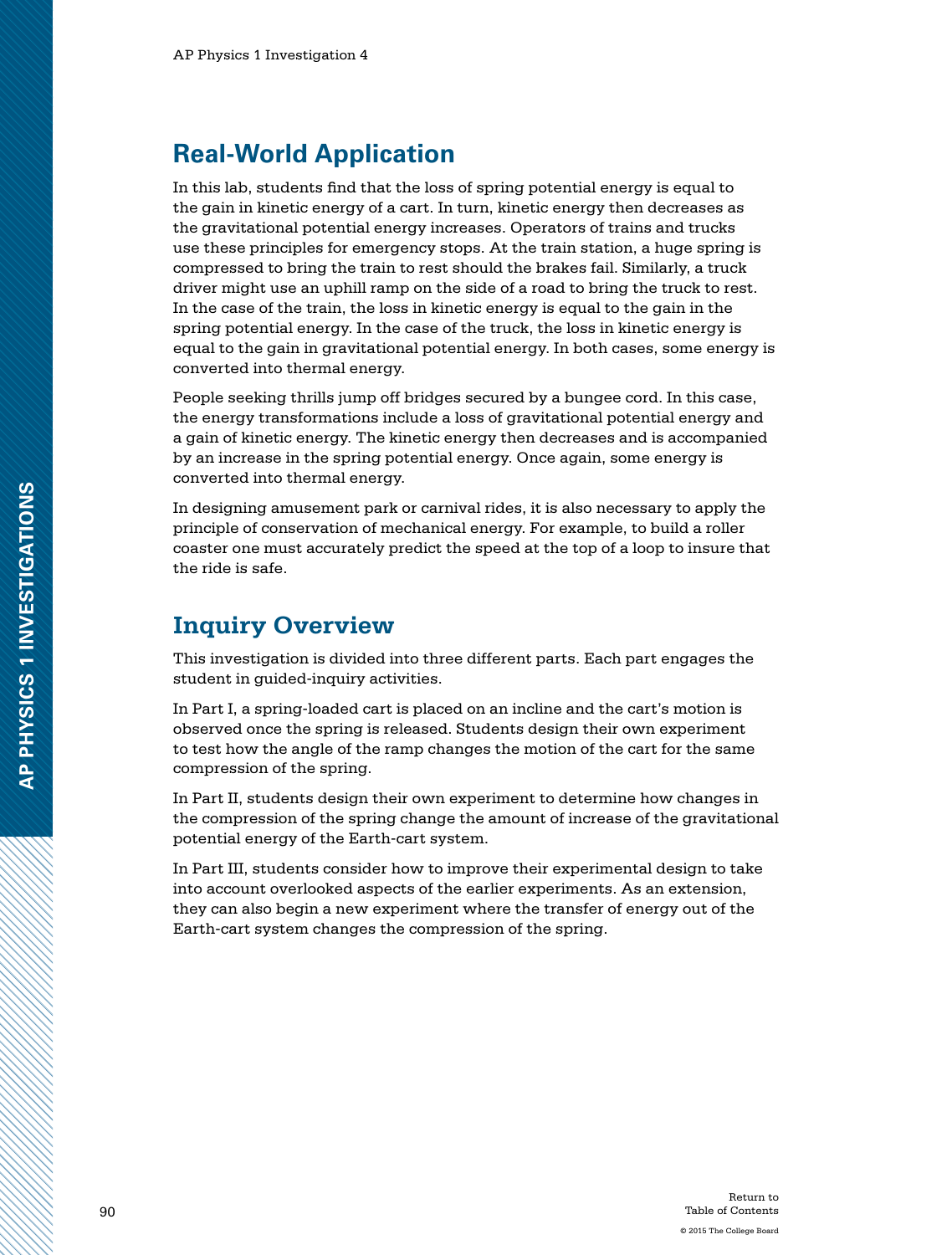## Real-World Application

In this lab, students find that the loss of spring potential energy is equal to the gain in kinetic energy of a cart. In turn, kinetic energy then decreases as the gravitational potential energy increases. Operators of trains and trucks use these principles for emergency stops. At the train station, a huge spring is compressed to bring the train to rest should the brakes fail. Similarly, a truck driver might use an uphill ramp on the side of a road to bring the truck to rest. In the case of the train, the loss in kinetic energy is equal to the gain in the spring potential energy. In the case of the truck, the loss in kinetic energy is equal to the gain in gravitational potential energy. In both cases, some energy is converted into thermal energy.

People seeking thrills jump off bridges secured by a bungee cord. In this case, the energy transformations include a loss of gravitational potential energy and a gain of kinetic energy. The kinetic energy then decreases and is accompanied by an increase in the spring potential energy. Once again, some energy is converted into thermal energy.

In designing amusement park or carnival rides, it is also necessary to apply the principle of conservation of mechanical energy. For example, to build a roller coaster one must accurately predict the speed at the top of a loop to insure that the ride is safe.

## Inquiry Overview

This investigation is divided into three different parts. Each part engages the student in guided-inquiry activities.

In Part I, a spring-loaded cart is placed on an incline and the cart's motion is observed once the spring is released. Students design their own experiment to test how the angle of the ramp changes the motion of the cart for the same compression of the spring.

In Part II, students design their own experiment to determine how changes in the compression of the spring change the amount of increase of the gravitational potential energy of the Earth-cart system.

In Part III, students consider how to improve their experimental design to take into account overlooked aspects of the earlier experiments. As an extension, they can also begin a new experiment where the transfer of energy out of the Earth-cart system changes the compression of the spring.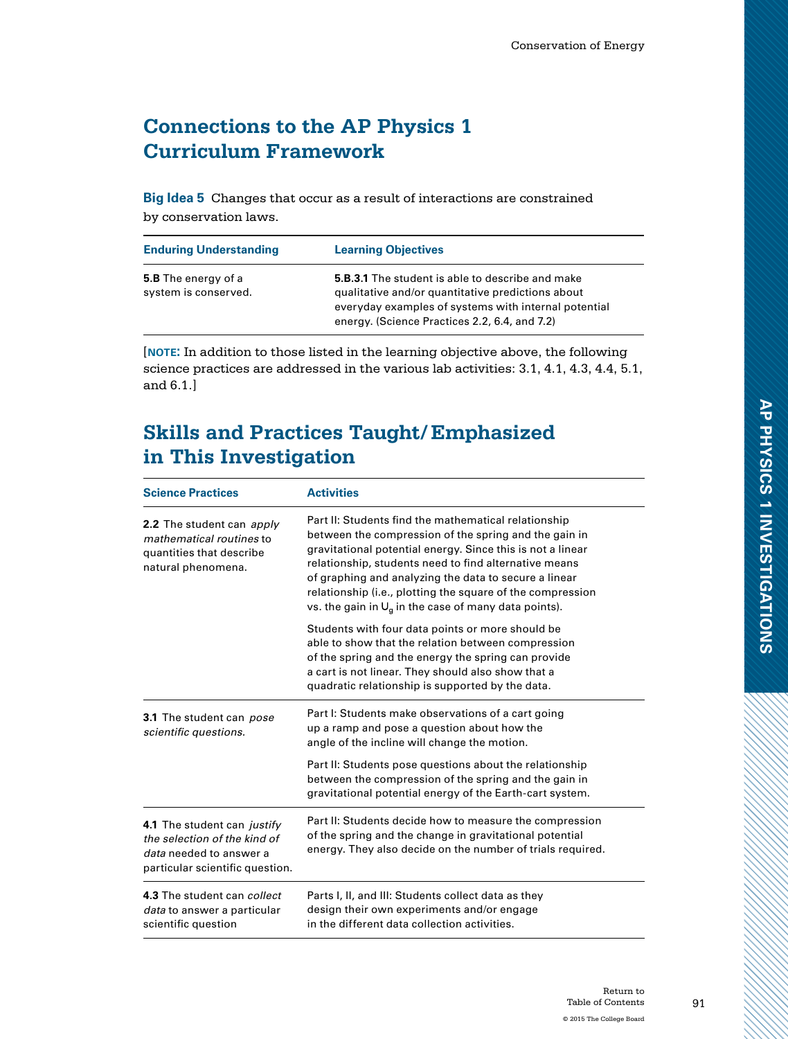## Connections to the AP Physics 1 Curriculum Framework

**Big Idea 5** Changes that occur as a result of interactions are constrained by conservation laws.

| Enduring Understanding | Learning Objectives |
| --- | --- |
| **5.B** The energy of a system is conserved. | **5.B.3.1** The student is able to describe and make qualitative and/or quantitative predictions about everyday examples of systems with internal potential energy. (Science Practices 2.2, 6.4, and 7.2) |

[**NOTE:** In addition to those listed in the learning objective above, the following science practices are addressed in the various lab activities: 3.1, 4.1, 4.3, 4.4, 5.1, and 6.1.]

## Skills and Practices Taught/Emphasized in This Investigation

| Science Practices | Activities |
| --- | --- |
| **2.2** The student can *apply mathematical routines* to quantities that describe natural phenomena. | Part II: Students find the mathematical relationship between the compression of the spring and the gain in gravitational potential energy. Since this is not a linear relationship, students need to find alternative means of graphing and analyzing the data to secure a linear relationship (i.e., plotting the square of the compression vs. the gain in $U_g$ in the case of many data points).<br><br>Students with four data points or more should be able to show that the relation between compression of the spring and the energy the spring can provide a cart is not linear. They should also show that a quadratic relationship is supported by the data. |
| **3.1** The student can *pose scientific questions.* | Part I: Students make observations of a cart going up a ramp and pose a question about how the angle of the incline will change the motion.<br><br>Part II: Students pose questions about the relationship between the compression of the spring and the gain in gravitational potential energy of the Earth-cart system. |
| **4.1** The student can *justify the selection of the kind of data* needed to answer a particular scientific question. | Part II: Students decide how to measure the compression of the spring and the change in gravitational potential energy. They also decide on the number of trials required. |
| **4.3** The student can *collect data* to answer a particular scientific question | Parts I, II, and III: Students collect data as they design their own experiments and/or engage in the different data collection activities. |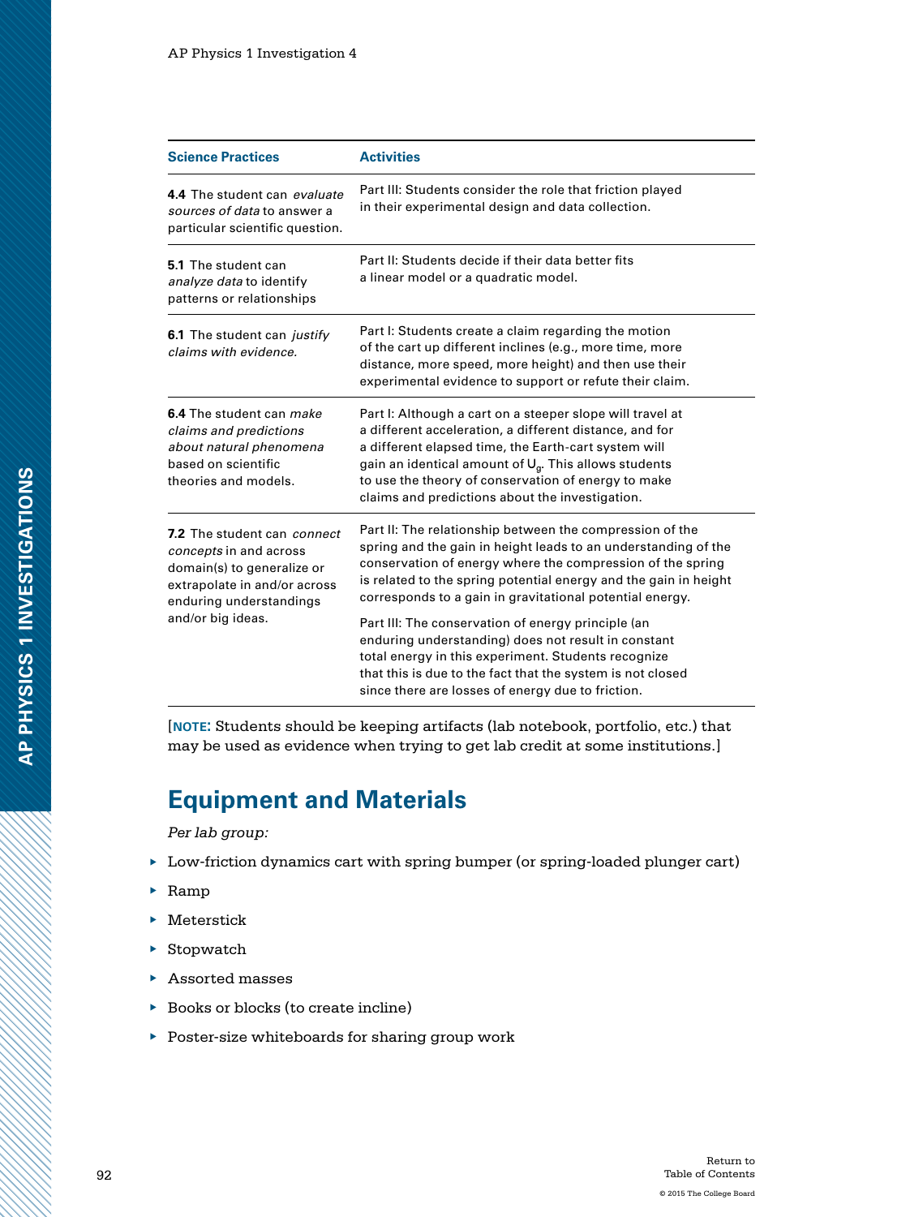| Science Practices | Activities |
|---|---|
| **4.4** The student can *evaluate sources of data* to answer a particular scientific question. | Part III: Students consider the role that friction played in their experimental design and data collection. |
| **5.1** The student can *analyze data* to identify patterns or relationships | Part II: Students decide if their data better fits a linear model or a quadratic model. |
| **6.1** The student can *justify claims with evidence.* | Part I: Students create a claim regarding the motion of the cart up different inclines (e.g., more time, more distance, more speed, more height) and then use their experimental evidence to support or refute their claim. |
| **6.4** The student can *make claims and predictions about natural phenomena* based on scientific theories and models. | Part I: Although a cart on a steeper slope will travel at a different acceleration, a different distance, and for a different elapsed time, the Earth-cart system will gain an identical amount of $U_g$. This allows students to use the theory of conservation of energy to make claims and predictions about the investigation. |
| **7.2** The student can *connect concepts* in and across domain(s) to generalize or extrapolate in and/or across enduring understandings and/or big ideas. | Part II: The relationship between the compression of the spring and the gain in height leads to an understanding of the conservation of energy where the compression of the spring is related to the spring potential energy and the gain in height corresponds to a gain in gravitational potential energy. Part III: The conservation of energy principle (an enduring understanding) does not result in constant total energy in this experiment. Students recognize that this is due to the fact that the system is not closed since there are losses of energy due to friction. |

[**NOTE:** Students should be keeping artifacts (lab notebook, portfolio, etc.) that may be used as evidence when trying to get lab credit at some institutions.]

## Equipment and Materials

*Per lab group:*

- Low-friction dynamics cart with spring bumper (or spring-loaded plunger cart)
- Ramp
- Meterstick
- Stopwatch
- Assorted masses
- Books or blocks (to create incline)
- Poster-size whiteboards for sharing group work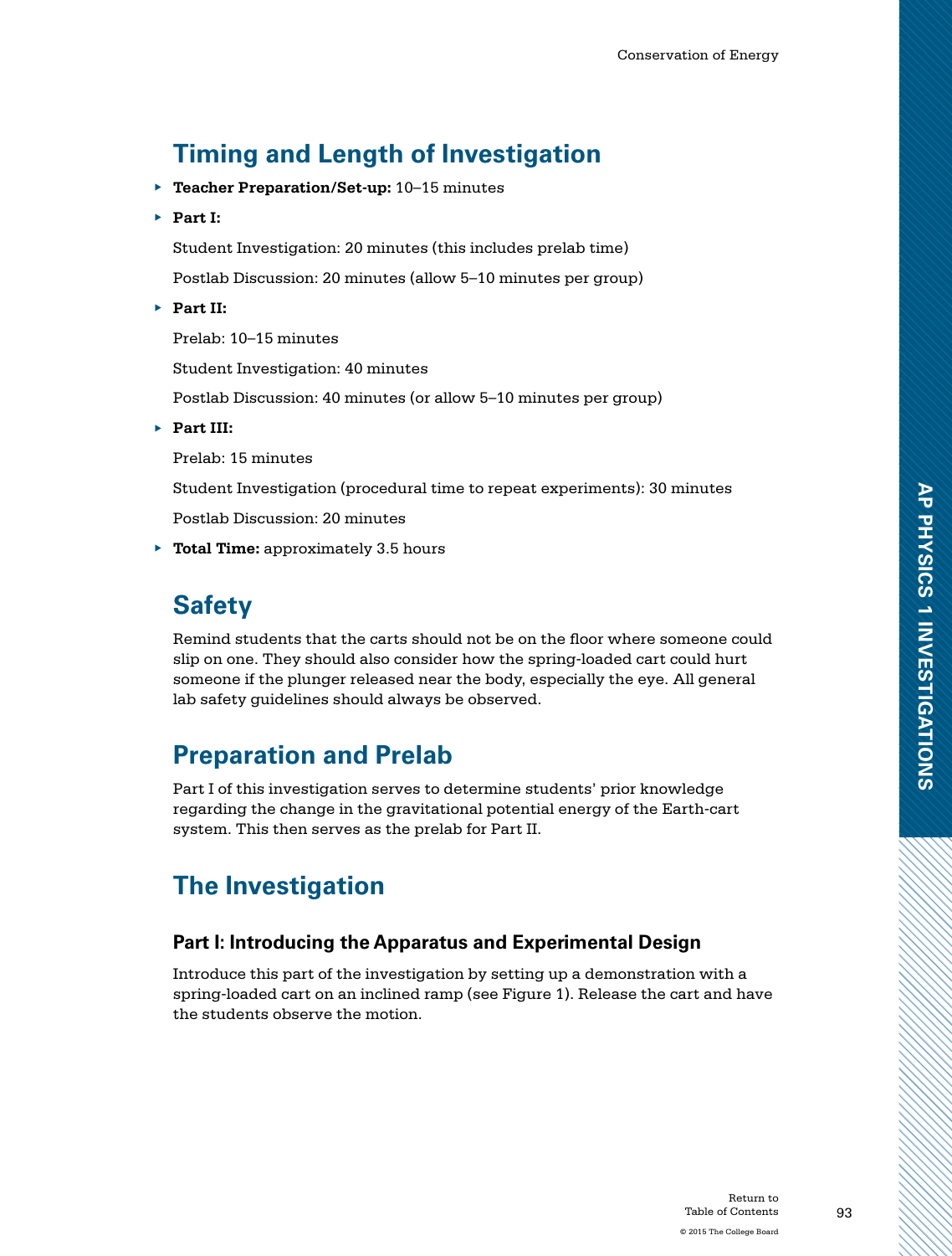## Timing and Length of Investigation

- **Teacher Preparation/Set-up:** 10–15 minutes
- **Part I:**

  Student Investigation: 20 minutes (this includes prelab time)

  Postlab Discussion: 20 minutes (allow 5–10 minutes per group)

- **Part II:**

  Prelab: 10–15 minutes

  Student Investigation: 40 minutes

  Postlab Discussion: 40 minutes (or allow 5–10 minutes per group)

- **Part III:**

  Prelab: 15 minutes

  Student Investigation (procedural time to repeat experiments): 30 minutes

  Postlab Discussion: 20 minutes

- **Total Time:** approximately 3.5 hours

## Safety

Remind students that the carts should not be on the floor where someone could slip on one. They should also consider how the spring-loaded cart could hurt someone if the plunger released near the body, especially the eye. All general lab safety guidelines should always be observed.

## Preparation and Prelab

Part I of this investigation serves to determine students' prior knowledge regarding the change in the gravitational potential energy of the Earth-cart system. This then serves as the prelab for Part II.

## The Investigation

### Part I: Introducing the Apparatus and Experimental Design

Introduce this part of the investigation by setting up a demonstration with a spring-loaded cart on an inclined ramp (see Figure 1). Release the cart and have the students observe the motion.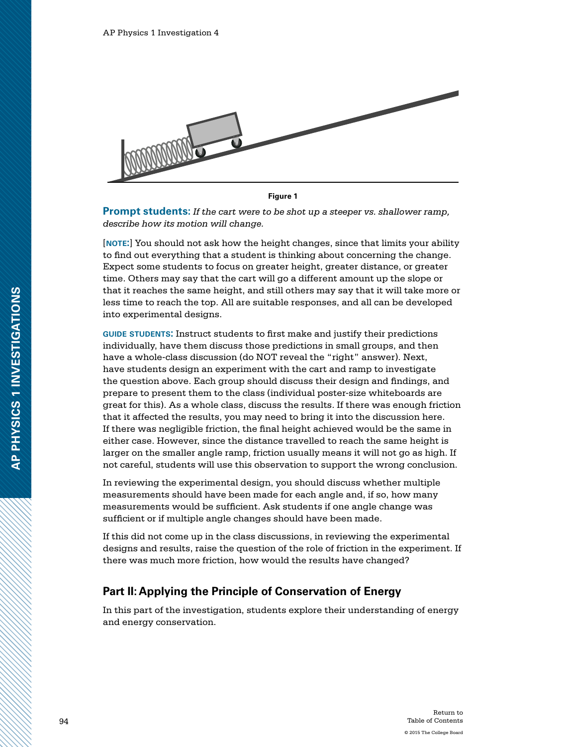Figure 1

**Prompt students:** *If the cart were to be shot up a steeper vs. shallower ramp, describe how its motion will change.*

[**NOTE:**] You should not ask how the height changes, since that limits your ability to find out everything that a student is thinking about concerning the change. Expect some students to focus on greater height, greater distance, or greater time. Others may say that the cart will go a different amount up the slope or that it reaches the same height, and still others may say that it will take more or less time to reach the top. All are suitable responses, and all can be developed into experimental designs.

**GUIDE STUDENTS:** Instruct students to first make and justify their predictions individually, have them discuss those predictions in small groups, and then have a whole-class discussion (do NOT reveal the "right" answer). Next, have students design an experiment with the cart and ramp to investigate the question above. Each group should discuss their design and findings, and prepare to present them to the class (individual poster-size whiteboards are great for this). As a whole class, discuss the results. If there was enough friction that it affected the results, you may need to bring it into the discussion here. If there was negligible friction, the final height achieved would be the same in either case. However, since the distance travelled to reach the same height is larger on the smaller angle ramp, friction usually means it will not go as high. If not careful, students will use this observation to support the wrong conclusion.

In reviewing the experimental design, you should discuss whether multiple measurements should have been made for each angle and, if so, how many measurements would be sufficient. Ask students if one angle change was sufficient or if multiple angle changes should have been made.

If this did not come up in the class discussions, in reviewing the experimental designs and results, raise the question of the role of friction in the experiment. If there was much more friction, how would the results have changed?

## Part II: Applying the Principle of Conservation of Energy

In this part of the investigation, students explore their understanding of energy and energy conservation.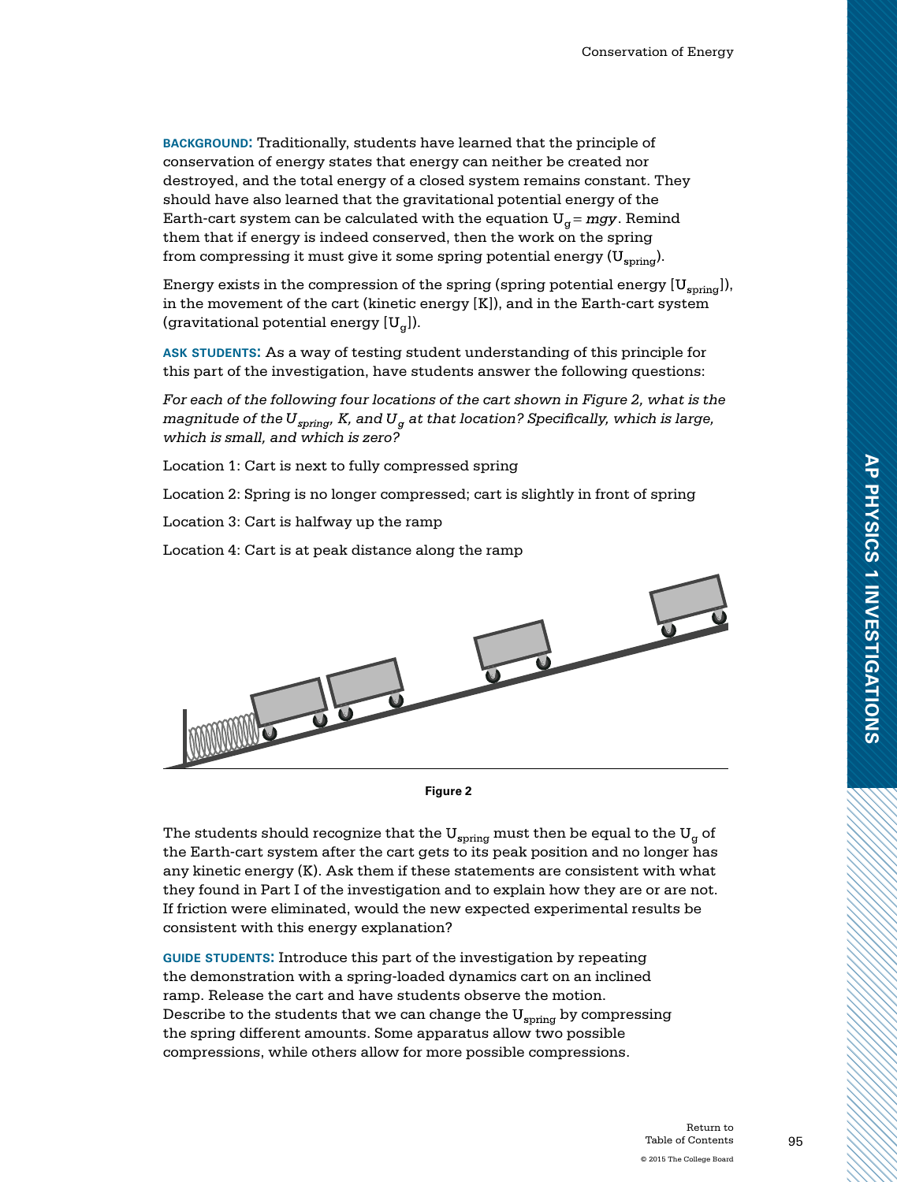**BACKGROUND:** Traditionally, students have learned that the principle of conservation of energy states that energy can neither be created nor destroyed, and the total energy of a closed system remains constant. They should have also learned that the gravitational potential energy of the Earth-cart system can be calculated with the equation $U_g = mgy$. Remind them that if energy is indeed conserved, then the work on the spring from compressing it must give it some spring potential energy ($U_{spring}$).

Energy exists in the compression of the spring (spring potential energy [$U_{spring}$]), in the movement of the cart (kinetic energy [K]), and in the Earth-cart system (gravitational potential energy [$U_g$]).

**ASK STUDENTS:** As a way of testing student understanding of this principle for this part of the investigation, have students answer the following questions:

*For each of the following four locations of the cart shown in Figure 2, what is the magnitude of the $U_{spring}$, K, and $U_g$ at that location? Specifically, which is large, which is small, and which is zero?*

Location 1: Cart is next to fully compressed spring

Location 2: Spring is no longer compressed; cart is slightly in front of spring

Location 3: Cart is halfway up the ramp

Location 4: Cart is at peak distance along the ramp

**Figure 2**

The students should recognize that the $U_{spring}$ must then be equal to the $U_g$ of the Earth-cart system after the cart gets to its peak position and no longer has any kinetic energy (K). Ask them if these statements are consistent with what they found in Part I of the investigation and to explain how they are or are not. If friction were eliminated, would the new expected experimental results be consistent with this energy explanation?

**GUIDE STUDENTS:** Introduce this part of the investigation by repeating the demonstration with a spring-loaded dynamics cart on an inclined ramp. Release the cart and have students observe the motion. Describe to the students that we can change the $U_{spring}$ by compressing the spring different amounts. Some apparatus allow two possible compressions, while others allow for more possible compressions.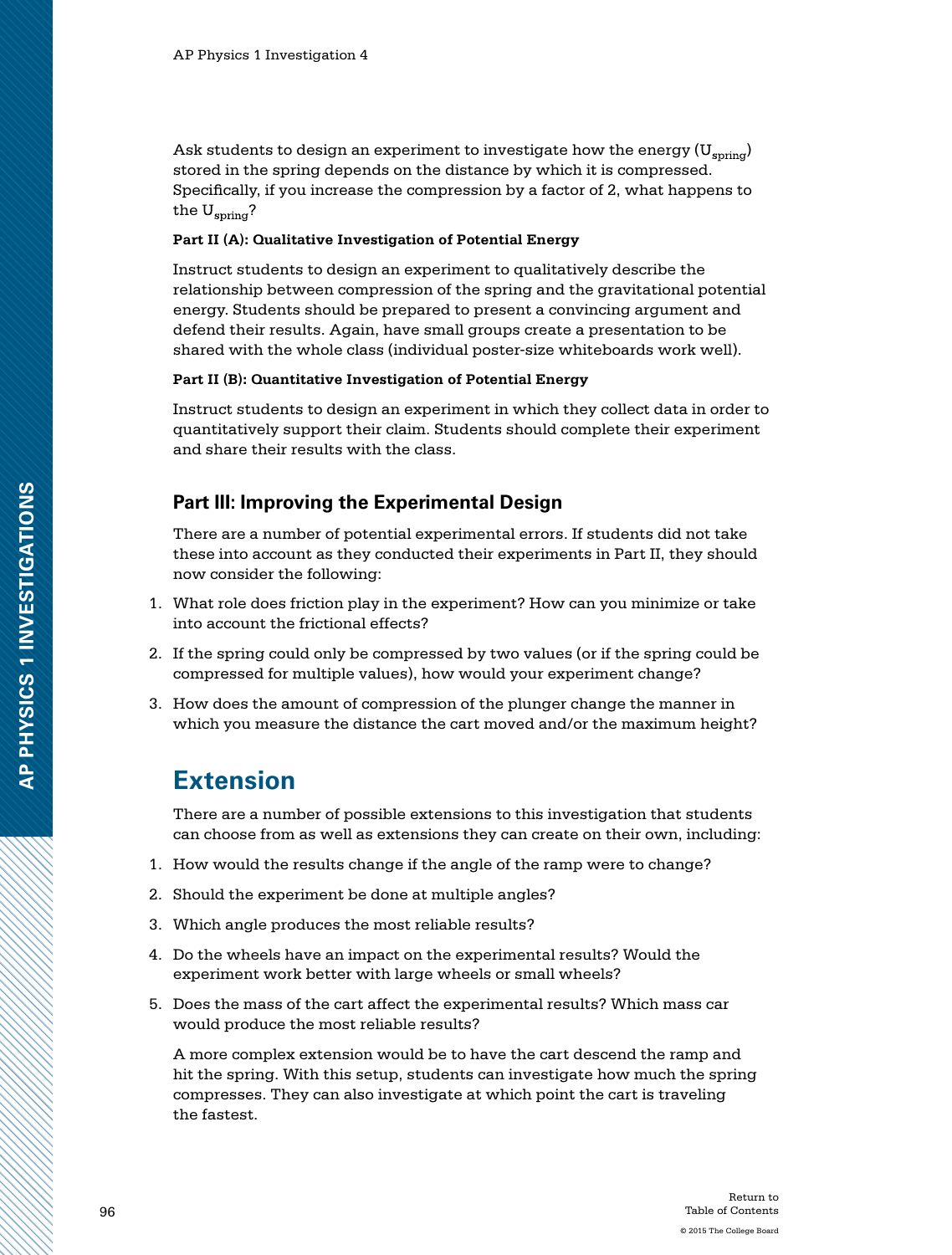Ask students to design an experiment to investigate how the energy ($U_{spring}$) stored in the spring depends on the distance by which it is compressed. Specifically, if you increase the compression by a factor of 2, what happens to the $U_{spring}$?

**Part II (A): Qualitative Investigation of Potential Energy**

Instruct students to design an experiment to qualitatively describe the relationship between compression of the spring and the gravitational potential energy. Students should be prepared to present a convincing argument and defend their results. Again, have small groups create a presentation to be shared with the whole class (individual poster-size whiteboards work well).

**Part II (B): Quantitative Investigation of Potential Energy**

Instruct students to design an experiment in which they collect data in order to quantitatively support their claim. Students should complete their experiment and share their results with the class.

### Part III: Improving the Experimental Design

There are a number of potential experimental errors. If students did not take these into account as they conducted their experiments in Part II, they should now consider the following:

1. What role does friction play in the experiment? How can you minimize or take into account the frictional effects?
2. If the spring could only be compressed by two values (or if the spring could be compressed for multiple values), how would your experiment change?
3. How does the amount of compression of the plunger change the manner in which you measure the distance the cart moved and/or the maximum height?

## Extension

There are a number of possible extensions to this investigation that students can choose from as well as extensions they can create on their own, including:

1. How would the results change if the angle of the ramp were to change?
2. Should the experiment be done at multiple angles?
3. Which angle produces the most reliable results?
4. Do the wheels have an impact on the experimental results? Would the experiment work better with large wheels or small wheels?
5. Does the mass of the cart affect the experimental results? Which mass car would produce the most reliable results?

A more complex extension would be to have the cart descend the ramp and hit the spring. With this setup, students can investigate how much the spring compresses. They can also investigate at which point the cart is traveling the fastest.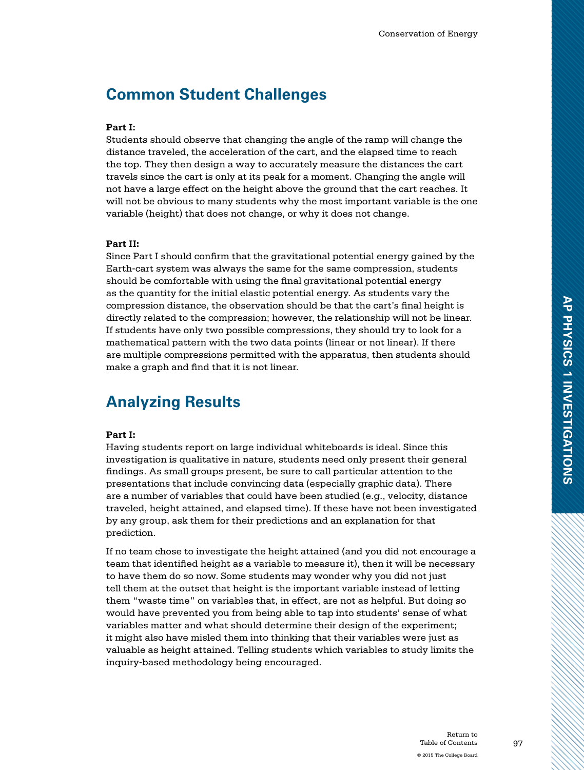## Common Student Challenges

**Part I:**

Students should observe that changing the angle of the ramp will change the distance traveled, the acceleration of the cart, and the elapsed time to reach the top. They then design a way to accurately measure the distances the cart travels since the cart is only at its peak for a moment. Changing the angle will not have a large effect on the height above the ground that the cart reaches. It will not be obvious to many students why the most important variable is the one variable (height) that does not change, or why it does not change.

**Part II:**

Since Part I should confirm that the gravitational potential energy gained by the Earth-cart system was always the same for the same compression, students should be comfortable with using the final gravitational potential energy as the quantity for the initial elastic potential energy. As students vary the compression distance, the observation should be that the cart's final height is directly related to the compression; however, the relationship will not be linear. If students have only two possible compressions, they should try to look for a mathematical pattern with the two data points (linear or not linear). If there are multiple compressions permitted with the apparatus, then students should make a graph and find that it is not linear.

## Analyzing Results

**Part I:**

Having students report on large individual whiteboards is ideal. Since this investigation is qualitative in nature, students need only present their general findings. As small groups present, be sure to call particular attention to the presentations that include convincing data (especially graphic data). There are a number of variables that could have been studied (e.g., velocity, distance traveled, height attained, and elapsed time). If these have not been investigated by any group, ask them for their predictions and an explanation for that prediction.

If no team chose to investigate the height attained (and you did not encourage a team that identified height as a variable to measure it), then it will be necessary to have them do so now. Some students may wonder why you did not just tell them at the outset that height is the important variable instead of letting them "waste time" on variables that, in effect, are not as helpful. But doing so would have prevented you from being able to tap into students' sense of what variables matter and what should determine their design of the experiment; it might also have misled them into thinking that their variables were just as valuable as height attained. Telling students which variables to study limits the inquiry-based methodology being encouraged.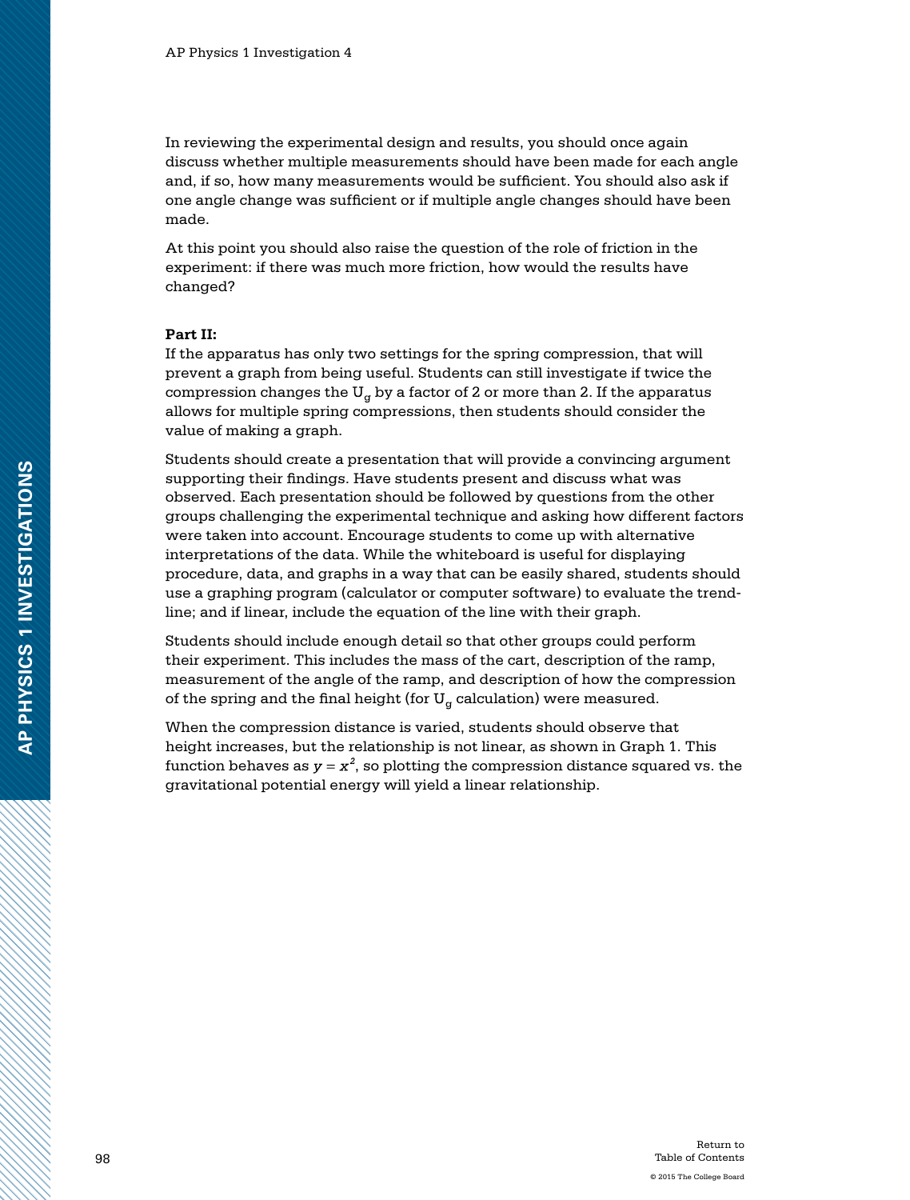In reviewing the experimental design and results, you should once again discuss whether multiple measurements should have been made for each angle and, if so, how many measurements would be sufficient. You should also ask if one angle change was sufficient or if multiple angle changes should have been made.

At this point you should also raise the question of the role of friction in the experiment: if there was much more friction, how would the results have changed?

**Part II:**

If the apparatus has only two settings for the spring compression, that will prevent a graph from being useful. Students can still investigate if twice the compression changes the $U_g$ by a factor of 2 or more than 2. If the apparatus allows for multiple spring compressions, then students should consider the value of making a graph.

Students should create a presentation that will provide a convincing argument supporting their findings. Have students present and discuss what was observed. Each presentation should be followed by questions from the other groups challenging the experimental technique and asking how different factors were taken into account. Encourage students to come up with alternative interpretations of the data. While the whiteboard is useful for displaying procedure, data, and graphs in a way that can be easily shared, students should use a graphing program (calculator or computer software) to evaluate the trend-line; and if linear, include the equation of the line with their graph.

Students should include enough detail so that other groups could perform their experiment. This includes the mass of the cart, description of the ramp, measurement of the angle of the ramp, and description of how the compression of the spring and the final height (for $U_g$ calculation) were measured.

When the compression distance is varied, students should observe that height increases, but the relationship is not linear, as shown in Graph 1. This function behaves as $y = x^2$, so plotting the compression distance squared vs. the gravitational potential energy will yield a linear relationship.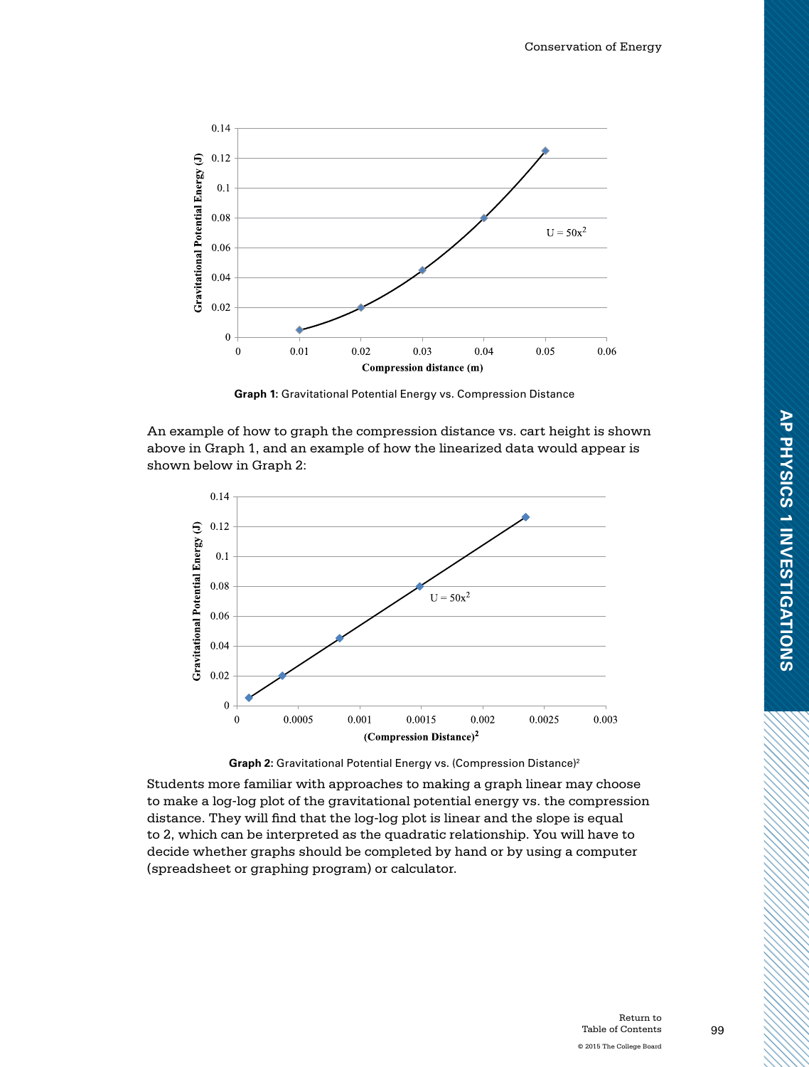Graph 1: Gravitational Potential Energy vs. Compression Distance

An example of how to graph the compression distance vs. cart height is shown above in Graph 1, and an example of how the linearized data would appear is shown below in Graph 2:

Graph 2: Gravitational Potential Energy vs. (Compression Distance)$^2$

Students more familiar with approaches to making a graph linear may choose to make a log-log plot of the gravitational potential energy vs. the compression distance. They will find that the log-log plot is linear and the slope is equal to 2, which can be interpreted as the quadratic relationship. You will have to decide whether graphs should be completed by hand or by using a computer (spreadsheet or graphing program) or calculator.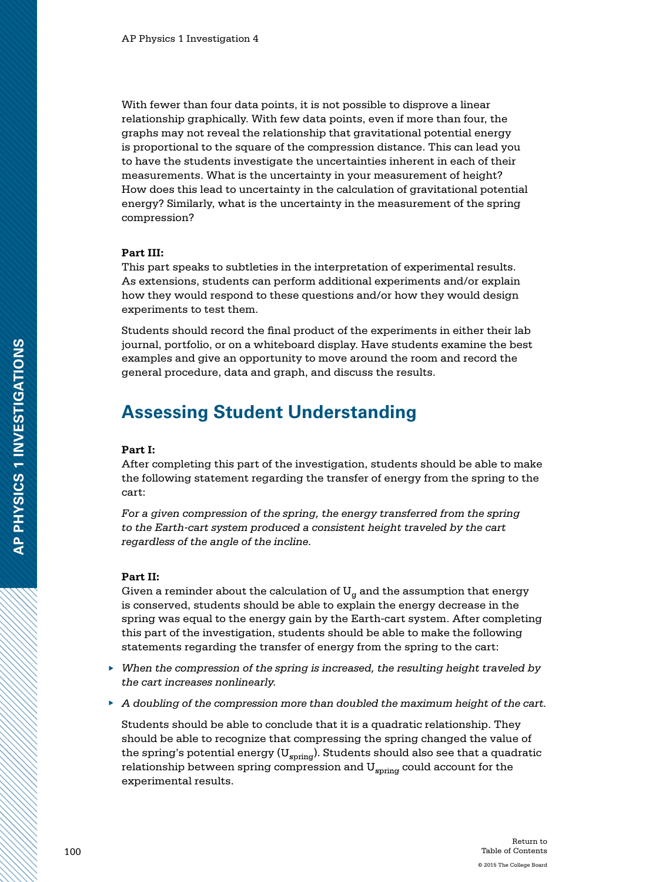With fewer than four data points, it is not possible to disprove a linear relationship graphically. With few data points, even if more than four, the graphs may not reveal the relationship that gravitational potential energy is proportional to the square of the compression distance. This can lead you to have the students investigate the uncertainties inherent in each of their measurements. What is the uncertainty in your measurement of height? How does this lead to uncertainty in the calculation of gravitational potential energy? Similarly, what is the uncertainty in the measurement of the spring compression?

**Part III:**
This part speaks to subtleties in the interpretation of experimental results. As extensions, students can perform additional experiments and/or explain how they would respond to these questions and/or how they would design experiments to test them.

Students should record the final product of the experiments in either their lab journal, portfolio, or on a whiteboard display. Have students examine the best examples and give an opportunity to move around the room and record the general procedure, data and graph, and discuss the results.

## Assessing Student Understanding

**Part I:**
After completing this part of the investigation, students should be able to make the following statement regarding the transfer of energy from the spring to the cart:

*For a given compression of the spring, the energy transferred from the spring to the Earth-cart system produced a consistent height traveled by the cart regardless of the angle of the incline.*

**Part II:**
Given a reminder about the calculation of $U_g$ and the assumption that energy is conserved, students should be able to explain the energy decrease in the spring was equal to the energy gain by the Earth-cart system. After completing this part of the investigation, students should be able to make the following statements regarding the transfer of energy from the spring to the cart:

- *When the compression of the spring is increased, the resulting height traveled by the cart increases nonlinearly.*
- *A doubling of the compression more than doubled the maximum height of the cart.*

Students should be able to conclude that it is a quadratic relationship. They should be able to recognize that compressing the spring changed the value of the spring's potential energy ($U_{spring}$). Students should also see that a quadratic relationship between spring compression and $U_{spring}$ could account for the experimental results.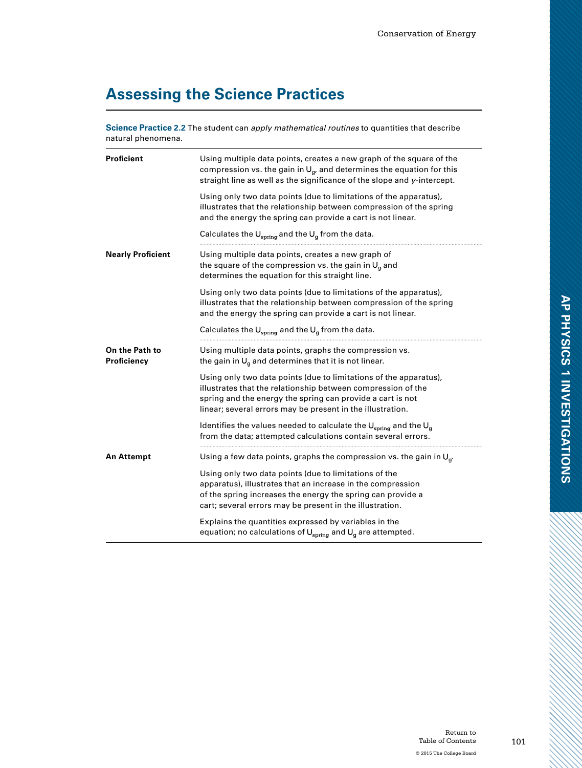## Assessing the Science Practices

**Science Practice 2.2** The student can *apply mathematical routines* to quantities that describe natural phenomena.

| | |
|---|---|
| **Proficient** | Using multiple data points, creates a new graph of the square of the compression vs. the gain in $U_g$, and determines the equation for this straight line as well as the significance of the slope and *y*-intercept.<br><br>Using only two data points (due to limitations of the apparatus), illustrates that the relationship between compression of the spring and the energy the spring can provide a cart is not linear.<br><br>Calculates the $U_{spring}$ and the $U_g$ from the data. |
| **Nearly Proficient** | Using multiple data points, creates a new graph of the square of the compression vs. the gain in $U_g$ and determines the equation for this straight line.<br><br>Using only two data points (due to limitations of the apparatus), illustrates that the relationship between compression of the spring and the energy the spring can provide a cart is not linear.<br><br>Calculates the $U_{spring}$ and the $U_g$ from the data. |
| **On the Path to Proficiency** | Using multiple data points, graphs the compression vs. the gain in $U_g$ and determines that it is not linear.<br><br>Using only two data points (due to limitations of the apparatus), illustrates that the relationship between compression of the spring and the energy the spring can provide a cart is not linear; several errors may be present in the illustration.<br><br>Identifies the values needed to calculate the $U_{spring}$ and the $U_g$ from the data; attempted calculations contain several errors. |
| **An Attempt** | Using a few data points, graphs the compression vs. the gain in $U_g$.<br><br>Using only two data points (due to limitations of the apparatus), illustrates that an increase in the compression of the spring increases the energy the spring can provide a cart; several errors may be present in the illustration.<br><br>Explains the quantities expressed by variables in the equation; no calculations of $U_{spring}$ and $U_g$ are attempted. |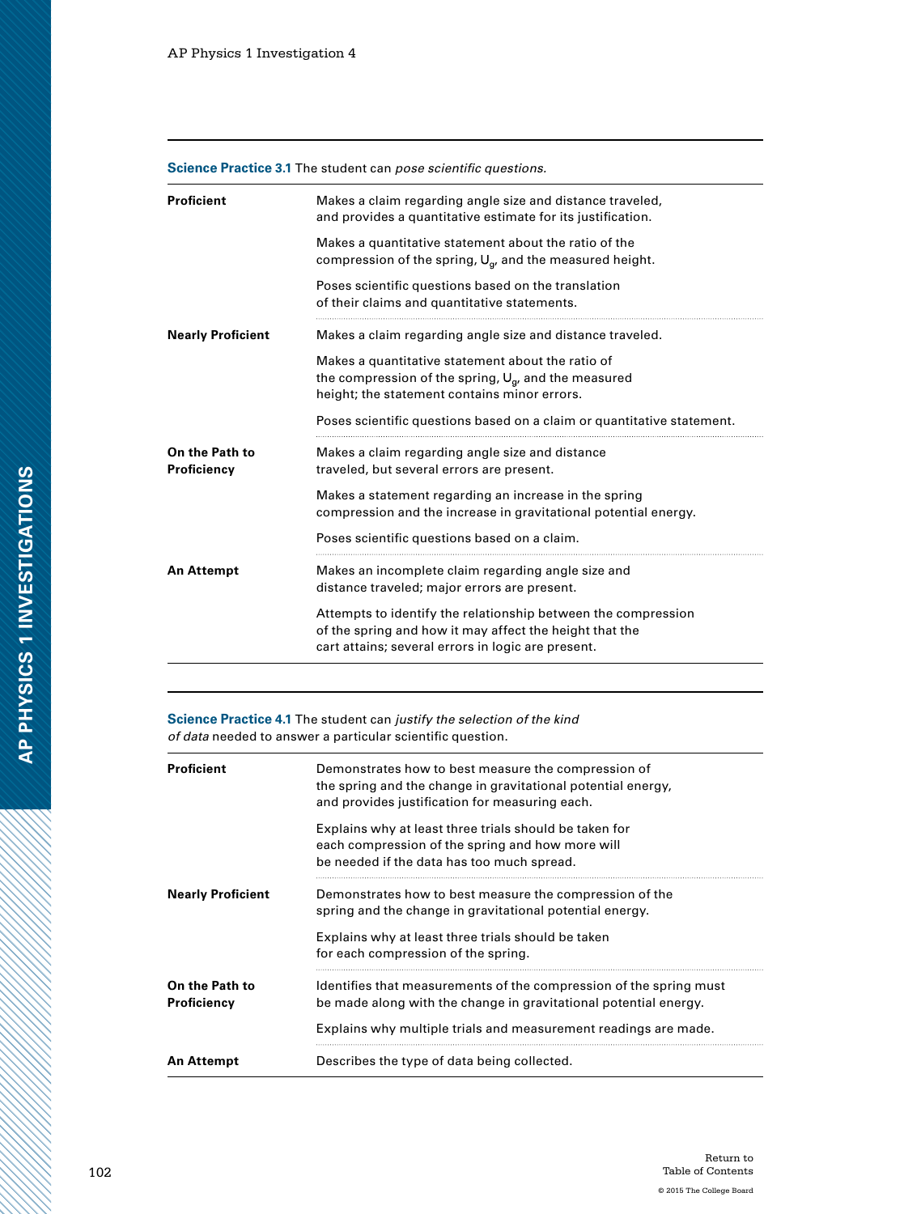**Science Practice 3.1** The student can *pose scientific questions.*

| | |
|---|---|
| **Proficient** | Makes a claim regarding angle size and distance traveled, and provides a quantitative estimate for its justification.<br><br>Makes a quantitative statement about the ratio of the compression of the spring, $U_g$, and the measured height.<br><br>Poses scientific questions based on the translation of their claims and quantitative statements. |
| **Nearly Proficient** | Makes a claim regarding angle size and distance traveled.<br><br>Makes a quantitative statement about the ratio of the compression of the spring, $U_g$, and the measured height; the statement contains minor errors.<br><br>Poses scientific questions based on a claim or quantitative statement. |
| **On the Path to Proficiency** | Makes a claim regarding angle size and distance traveled, but several errors are present.<br><br>Makes a statement regarding an increase in the spring compression and the increase in gravitational potential energy.<br><br>Poses scientific questions based on a claim. |
| **An Attempt** | Makes an incomplete claim regarding angle size and distance traveled; major errors are present.<br><br>Attempts to identify the relationship between the compression of the spring and how it may affect the height that the cart attains; several errors in logic are present. |

**Science Practice 4.1** The student can *justify the selection of the kind of data* needed to answer a particular scientific question.

| | |
|---|---|
| **Proficient** | Demonstrates how to best measure the compression of the spring and the change in gravitational potential energy, and provides justification for measuring each.<br><br>Explains why at least three trials should be taken for each compression of the spring and how more will be needed if the data has too much spread. |
| **Nearly Proficient** | Demonstrates how to best measure the compression of the spring and the change in gravitational potential energy.<br><br>Explains why at least three trials should be taken for each compression of the spring. |
| **On the Path to Proficiency** | Identifies that measurements of the compression of the spring must be made along with the change in gravitational potential energy.<br><br>Explains why multiple trials and measurement readings are made. |
| **An Attempt** | Describes the type of data being collected. |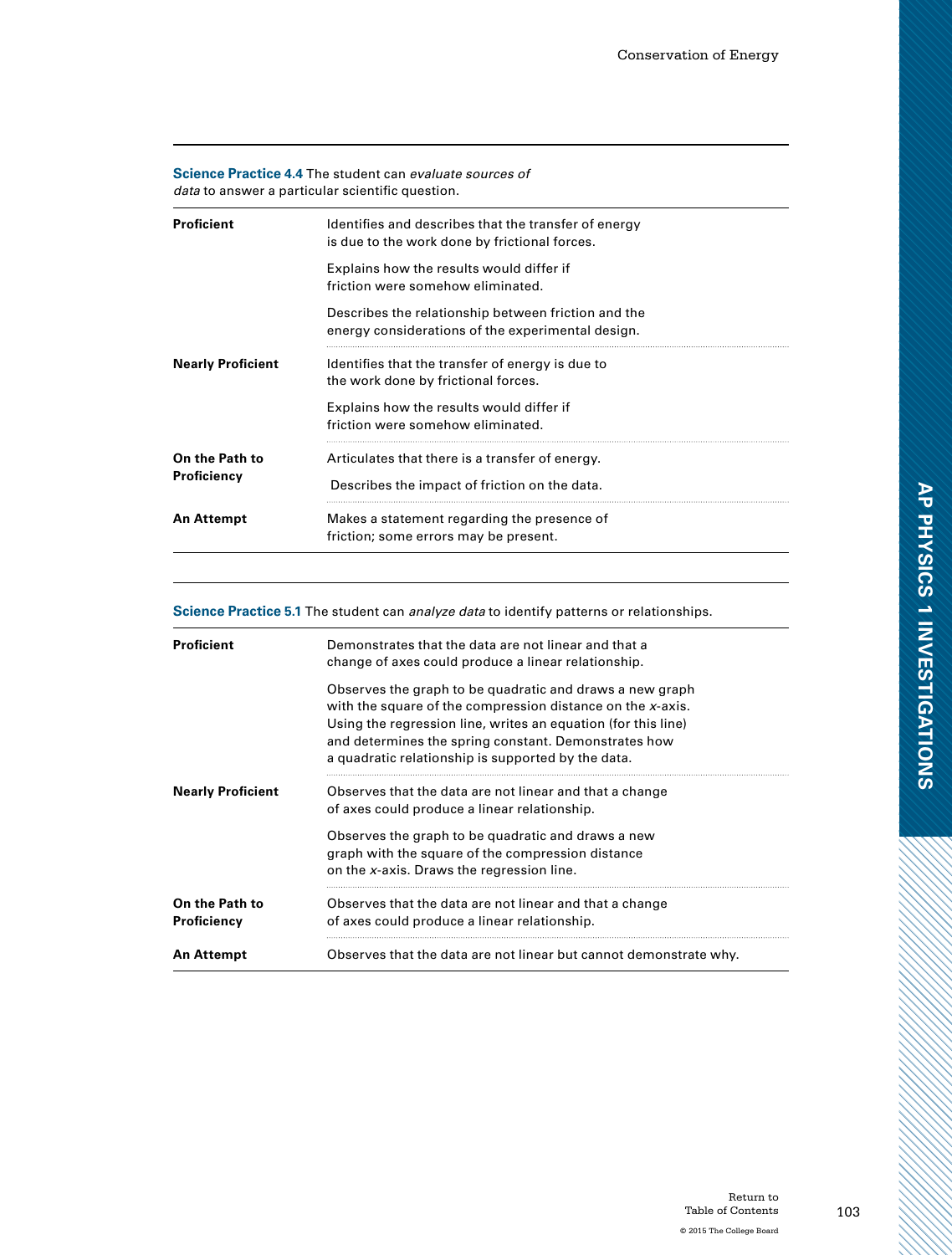| **Science Practice 4.4** The student can *evaluate sources of data* to answer a particular scientific question. | |
|---|---|
| **Proficient** | Identifies and describes that the transfer of energy is due to the work done by frictional forces.<br><br>Explains how the results would differ if friction were somehow eliminated.<br><br>Describes the relationship between friction and the energy considerations of the experimental design. |
| **Nearly Proficient** | Identifies that the transfer of energy is due to the work done by frictional forces.<br><br>Explains how the results would differ if friction were somehow eliminated. |
| **On the Path to Proficiency** | Articulates that there is a transfer of energy.<br><br>Describes the impact of friction on the data. |
| **An Attempt** | Makes a statement regarding the presence of friction; some errors may be present. |

| **Science Practice 5.1** The student can *analyze data* to identify patterns or relationships. | |
|---|---|
| **Proficient** | Demonstrates that the data are not linear and that a change of axes could produce a linear relationship.<br><br>Observes the graph to be quadratic and draws a new graph with the square of the compression distance on the *x*-axis. Using the regression line, writes an equation (for this line) and determines the spring constant. Demonstrates how a quadratic relationship is supported by the data. |
| **Nearly Proficient** | Observes that the data are not linear and that a change of axes could produce a linear relationship.<br><br>Observes the graph to be quadratic and draws a new graph with the square of the compression distance on the *x*-axis. Draws the regression line. |
| **On the Path to Proficiency** | Observes that the data are not linear and that a change of axes could produce a linear relationship. |
| **An Attempt** | Observes that the data are not linear but cannot demonstrate why. |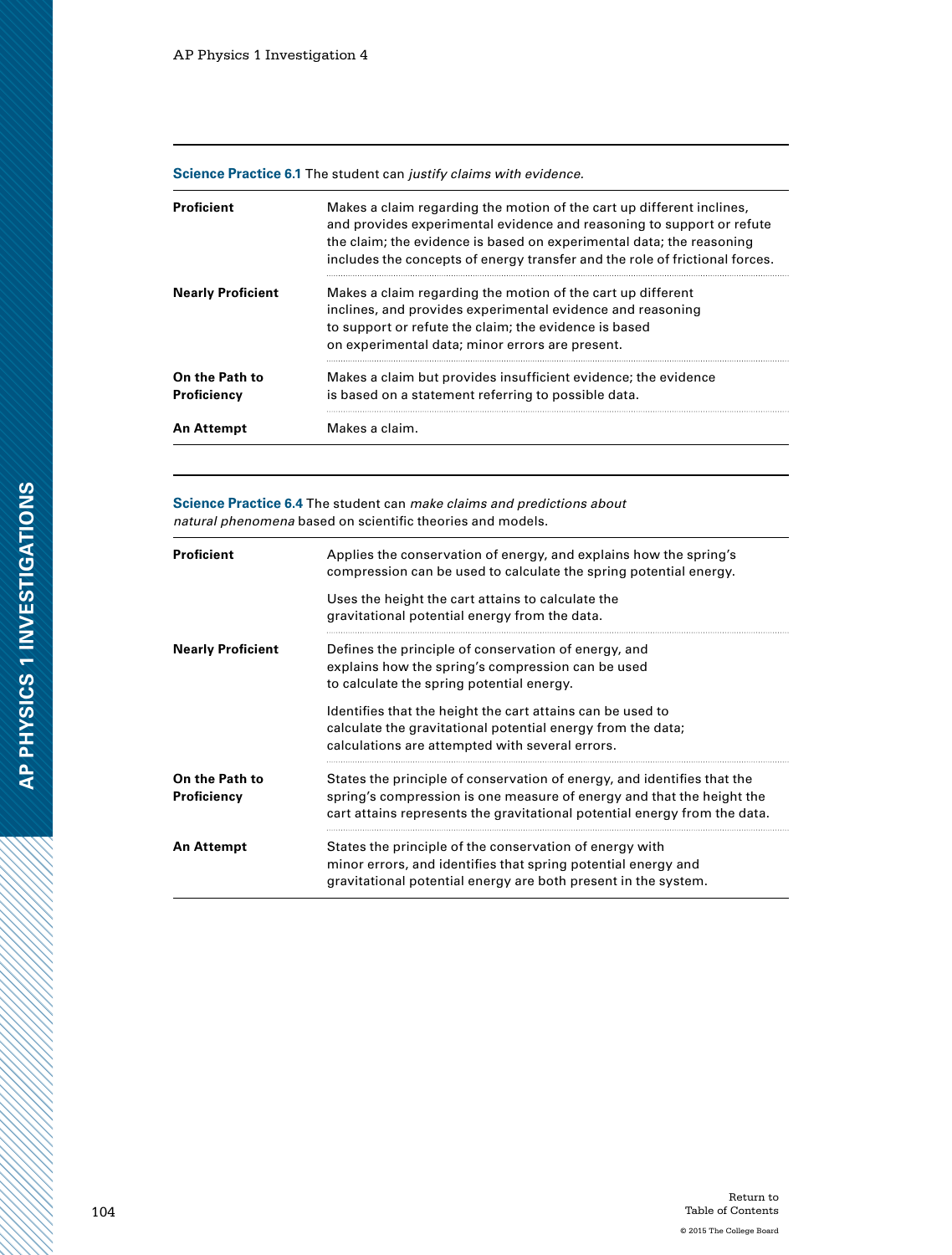**Science Practice 6.1** The student can *justify claims with evidence.*

| | |
|---|---|
| **Proficient** | Makes a claim regarding the motion of the cart up different inclines, and provides experimental evidence and reasoning to support or refute the claim; the evidence is based on experimental data; the reasoning includes the concepts of energy transfer and the role of frictional forces. |
| **Nearly Proficient** | Makes a claim regarding the motion of the cart up different inclines, and provides experimental evidence and reasoning to support or refute the claim; the evidence is based on experimental data; minor errors are present. |
| **On the Path to Proficiency** | Makes a claim but provides insufficient evidence; the evidence is based on a statement referring to possible data. |
| **An Attempt** | Makes a claim. |

**Science Practice 6.4** The student can *make claims and predictions about natural phenomena* based on scientific theories and models.

| | |
|---|---|
| **Proficient** | Applies the conservation of energy, and explains how the spring's compression can be used to calculate the spring potential energy.<br><br>Uses the height the cart attains to calculate the gravitational potential energy from the data. |
| **Nearly Proficient** | Defines the principle of conservation of energy, and explains how the spring's compression can be used to calculate the spring potential energy.<br><br>Identifies that the height the cart attains can be used to calculate the gravitational potential energy from the data; calculations are attempted with several errors. |
| **On the Path to Proficiency** | States the principle of conservation of energy, and identifies that the spring's compression is one measure of energy and that the height the cart attains represents the gravitational potential energy from the data. |
| **An Attempt** | States the principle of the conservation of energy with minor errors, and identifies that spring potential energy and gravitational potential energy are both present in the system. |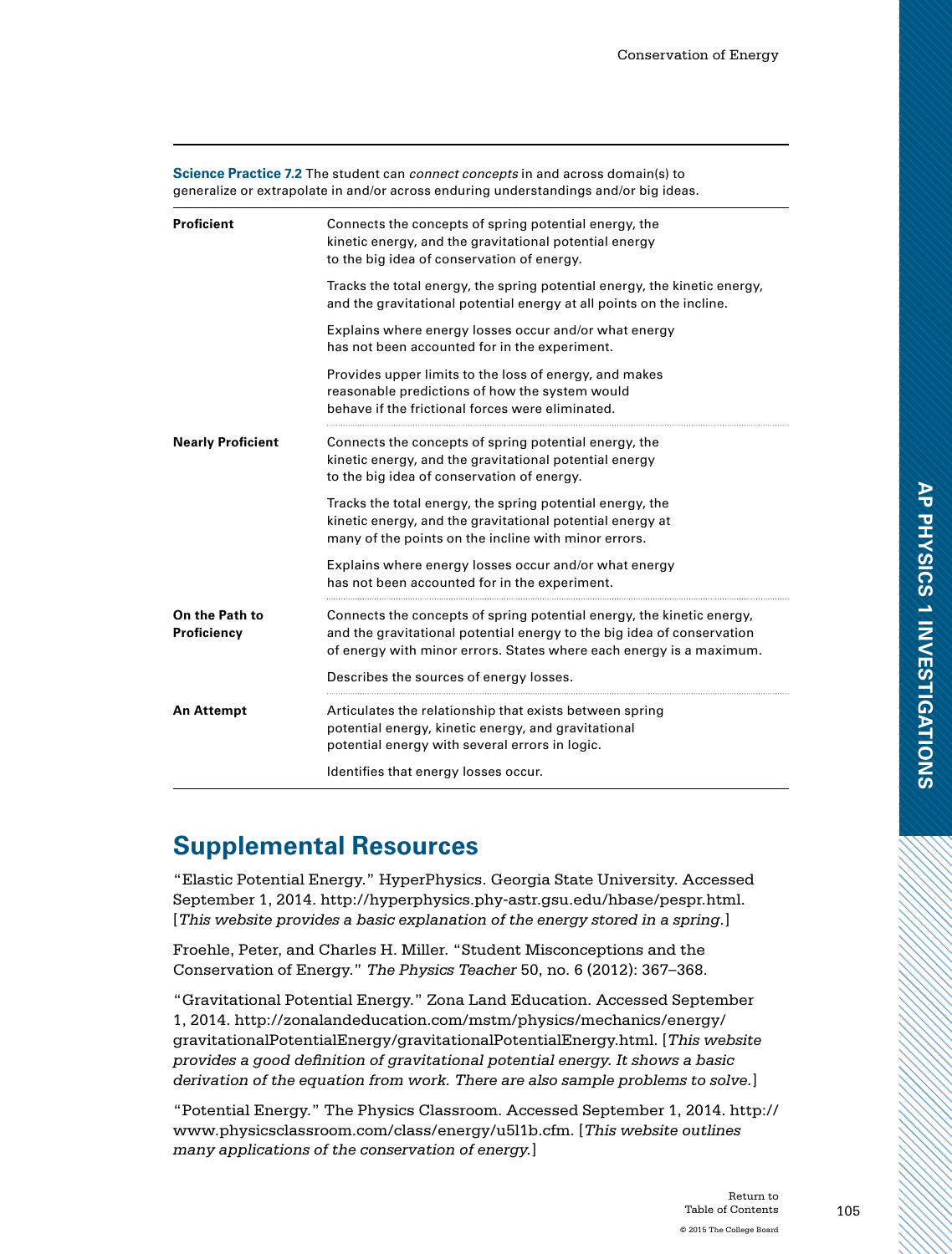**Science Practice 7.2** The student can *connect concepts* in and across domain(s) to generalize or extrapolate in and/or across enduring understandings and/or big ideas.

| | |
|---|---|
| **Proficient** | Connects the concepts of spring potential energy, the kinetic energy, and the gravitational potential energy to the big idea of conservation of energy.<br><br>Tracks the total energy, the spring potential energy, the kinetic energy, and the gravitational potential energy at all points on the incline.<br><br>Explains where energy losses occur and/or what energy has not been accounted for in the experiment.<br><br>Provides upper limits to the loss of energy, and makes reasonable predictions of how the system would behave if the frictional forces were eliminated. |
| **Nearly Proficient** | Connects the concepts of spring potential energy, the kinetic energy, and the gravitational potential energy to the big idea of conservation of energy.<br><br>Tracks the total energy, the spring potential energy, the kinetic energy, and the gravitational potential energy at many of the points on the incline with minor errors.<br><br>Explains where energy losses occur and/or what energy has not been accounted for in the experiment. |
| **On the Path to Proficiency** | Connects the concepts of spring potential energy, the kinetic energy, and the gravitational potential energy to the big idea of conservation of energy with minor errors. States where each energy is a maximum.<br><br>Describes the sources of energy losses. |
| **An Attempt** | Articulates the relationship that exists between spring potential energy, kinetic energy, and gravitational potential energy with several errors in logic.<br><br>Identifies that energy losses occur. |

## Supplemental Resources

"Elastic Potential Energy." HyperPhysics. Georgia State University. Accessed September 1, 2014. http://hyperphysics.phy-astr.gsu.edu/hbase/pespr.html. [*This website provides a basic explanation of the energy stored in a spring.*]

Froehle, Peter, and Charles H. Miller. "Student Misconceptions and the Conservation of Energy." *The Physics Teacher* 50, no. 6 (2012): 367–368.

"Gravitational Potential Energy." Zona Land Education. Accessed September 1, 2014. http://zonalandeducation.com/mstm/physics/mechanics/energy/gravitationalPotentialEnergy/gravitationalPotentialEnergy.html. [*This website provides a good definition of gravitational potential energy. It shows a basic derivation of the equation from work. There are also sample problems to solve.*]

"Potential Energy." The Physics Classroom. Accessed September 1, 2014. http://www.physicsclassroom.com/class/energy/u5l1b.cfm. [*This website outlines many applications of the conservation of energy.*]